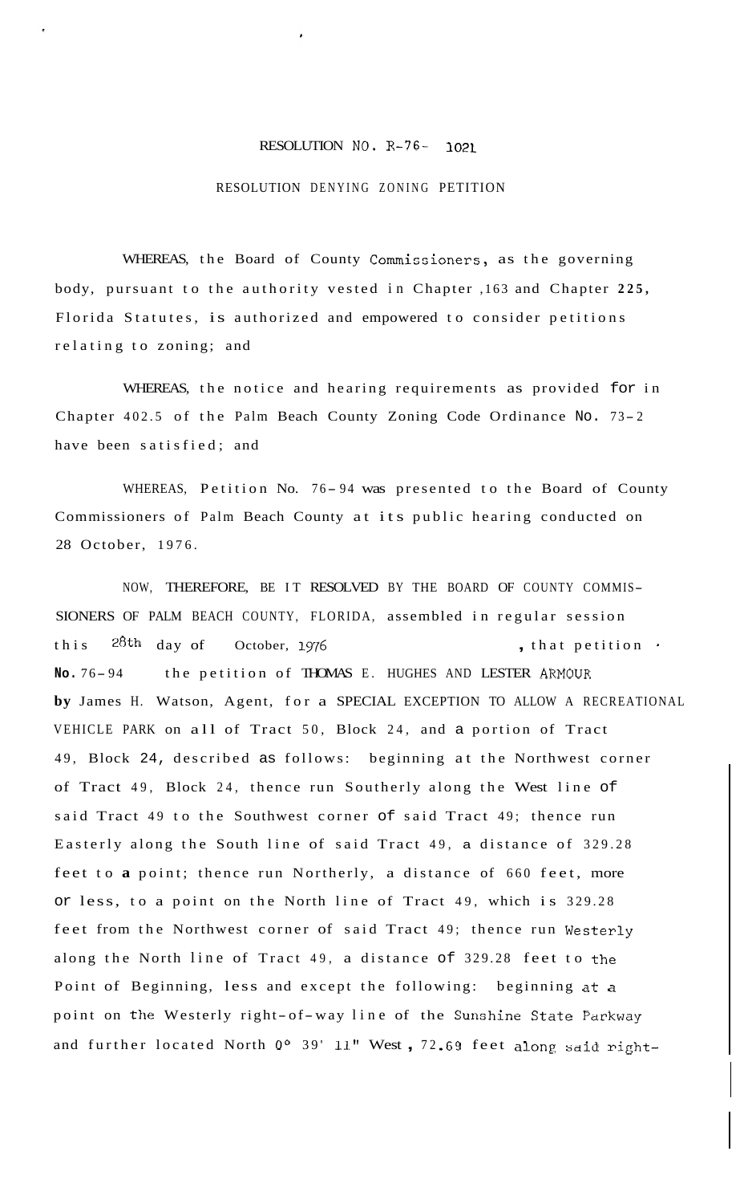RESOLUTION NO. R-76- 1021

RESOLUTION DENYING ZONING PETITION

WHEREAS, the Board of County Commissioners, as the governing body, pursuant to the authority vested in Chapter 163 and Chapter 225, Florida Statutes, is authorized and empowered to consider petitions relating to zoning; and

WHEREAS, the notice and hearing requirements as provided for in Chapter 402.5 of the Palm Beach County Zoning Code Ordinance No. 73-2 have been satisfied; and

WHEREAS, Petition No. 76-94 was presented to the Board of County Commissioners of Palm Beach County at its public hearing conducted on 28 October, 1976.

NOW, THEREFORE, BE IT RESOLVED BY THE BOARD OF COUNTY COMMISSIONERS OF PALM BEACH COUNTY, FLORIDA, assembled in regular session this 28th day of October, 1976, that petition No. 76-94 the petition of THOMAS E. HUGHES AND LESTER ARMOUR by James H. Watson, Agent, for a SPECIAL EXCEPTION TO ALLOW A RECREATIONAL VEHICLE PARK on all of Tract 50, Block 24, and a portion of Tract 49, Block 24, described as follows: beginning at the Northwest corner of Tract 49, Block 24, thence run Southerly along the West line of said Tract 49 to the Southwest corner of said Tract 49; thence run Easterly along the South line of said Tract 49, a distance of 329.28 feet to a point; thence run Northerly, a distance of 660 feet, more or less, to a point on the North line of Tract 49, which is 329.28 feet from the Northwest corner of said Tract 49; thence run Westerly along the North line of Tract 49, a distance of 329.28 feet to the Point of Beginning, less and except the following: beginning at a point on the Westerly right-of-way line of the Sunshine State Parkway and further located North 0° 39' 11" West, 72.69 feet along said right-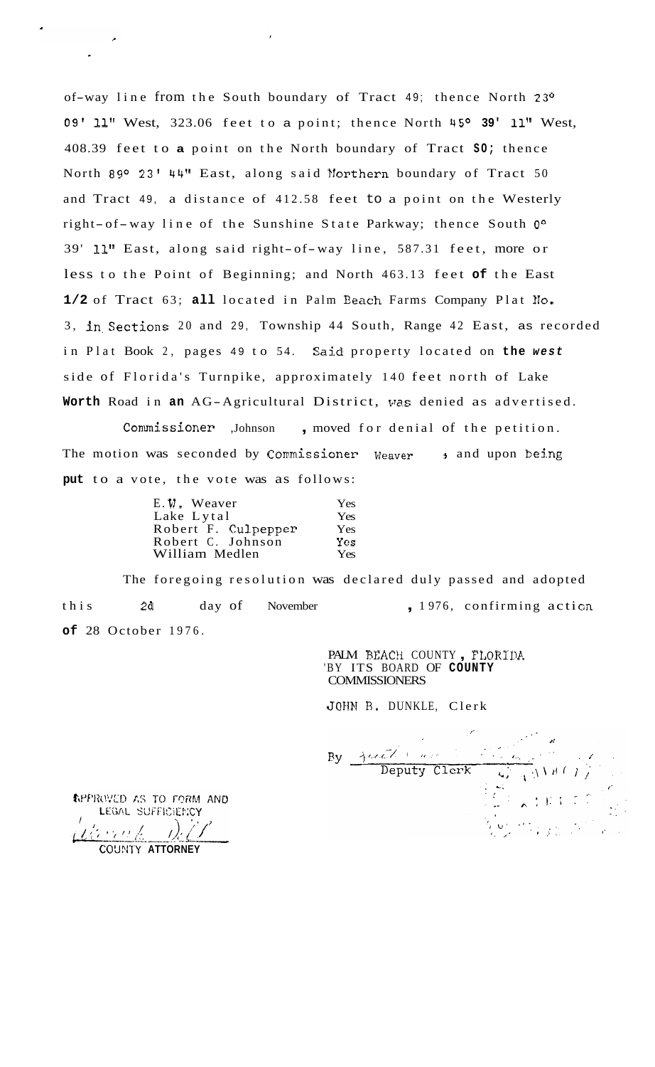of-way line from the South boundary of Tract 49; thence North 23° 09' 11" West, 323.06 feet to a point; thence North 45° 39' 11" West, 408.39 feet to a point on the North boundary of Tract 50; thence North 89° 23' 44" East, along said Northern boundary of Tract 50 and Tract 49, a distance of 412.58 feet to a point on the Westerly right-of-way line of the Sunshine State Parkway; thence South 0° 39' 11" East, along said right-of-way line, 587.31 feet, more or less to the Point of Beginning; and North 463.13 feet of the East 1/2 of Tract 63; all located in Palm Beach Farms Company Plat No. 3, in Sections 20 and 29, Township 44 South, Range 42 East, as recorded in Plat Book 2, pages 49 to 54. Said property located on the west side of Florida's Turnpike, approximately 140 feet north of Lake Worth Road in an AG-Agricultural District, was denied as advertised.

Commissioner Johnson, moved for denial of the petition. The motion was seconded by Commissioner Weaver, and upon being put to a vote, the vote was as follows:

| | |
|---|---|
| E.W. Weaver | Yes |
| Lake Lytal | Yes |
| Robert F. Culpepper | Yes |
| Robert C. Johnson | Yes |
| William Medlen | Yes |

The foregoing resolution was declared duly passed and adopted this 2d day of November, 1976, confirming action of 28 October 1976.

PALM BEACH COUNTY, FLORIDA
BY ITS BOARD OF COUNTY
COMMISSIONERS

JOHN B. DUNKLE, Clerk

By ____________________
Deputy Clerk

APPROVED AS TO FORM AND
LEGAL SUFFICIENCY

____________________
COUNTY ATTORNEY